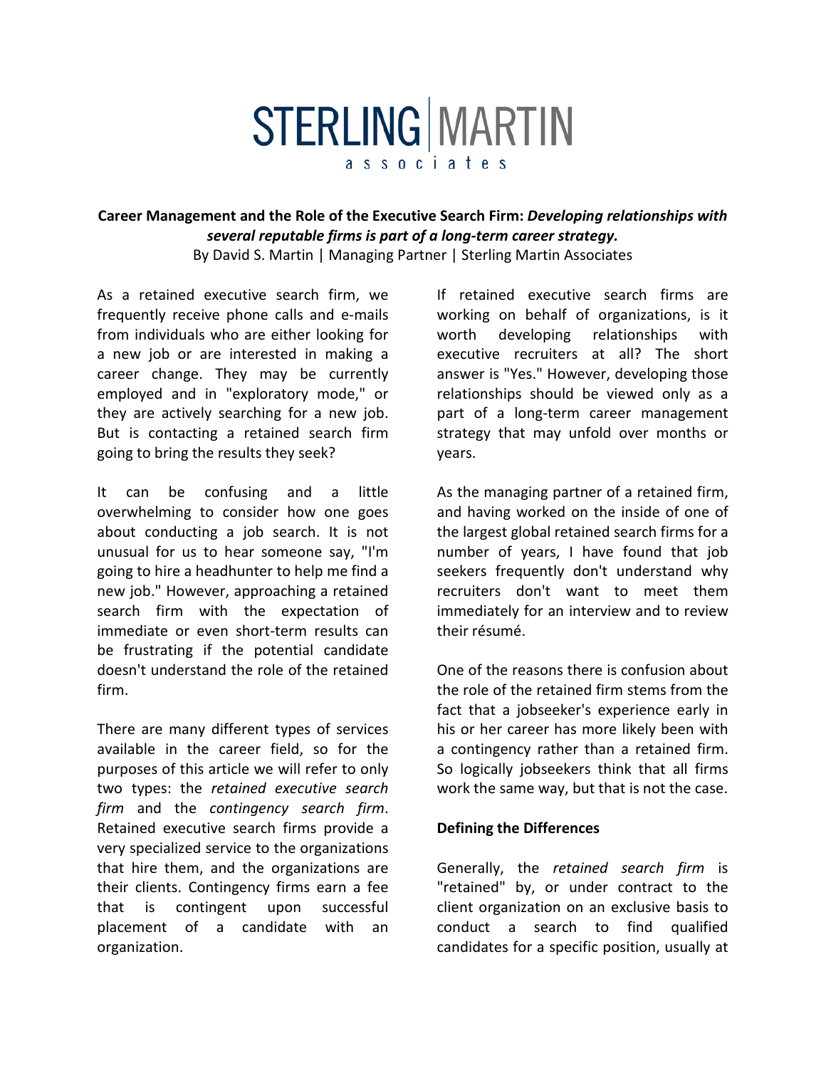# STERLING MARTIN associates

**Career Management and the Role of the Executive Search Firm:** ***Developing relationships with several reputable firms is part of a long-term career strategy.***

By David S. Martin | Managing Partner | Sterling Martin Associates

As a retained executive search firm, we frequently receive phone calls and e-mails from individuals who are either looking for a new job or are interested in making a career change. They may be currently employed and in "exploratory mode," or they are actively searching for a new job. But is contacting a retained search firm going to bring the results they seek?

It can be confusing and a little overwhelming to consider how one goes about conducting a job search. It is not unusual for us to hear someone say, "I'm going to hire a headhunter to help me find a new job." However, approaching a retained search firm with the expectation of immediate or even short-term results can be frustrating if the potential candidate doesn't understand the role of the retained firm.

There are many different types of services available in the career field, so for the purposes of this article we will refer to only two types: the *retained executive search firm* and the *contingency search firm*. Retained executive search firms provide a very specialized service to the organizations that hire them, and the organizations are their clients. Contingency firms earn a fee that is contingent upon successful placement of a candidate with an organization.

If retained executive search firms are working on behalf of organizations, is it worth developing relationships with executive recruiters at all? The short answer is "Yes." However, developing those relationships should be viewed only as a part of a long-term career management strategy that may unfold over months or years.

As the managing partner of a retained firm, and having worked on the inside of one of the largest global retained search firms for a number of years, I have found that job seekers frequently don't understand why recruiters don't want to meet them immediately for an interview and to review their résumé.

One of the reasons there is confusion about the role of the retained firm stems from the fact that a jobseeker's experience early in his or her career has more likely been with a contingency rather than a retained firm. So logically jobseekers think that all firms work the same way, but that is not the case.

**Defining the Differences**

Generally, the *retained search firm* is "retained" by, or under contract to the client organization on an exclusive basis to conduct a search to find qualified candidates for a specific position, usually at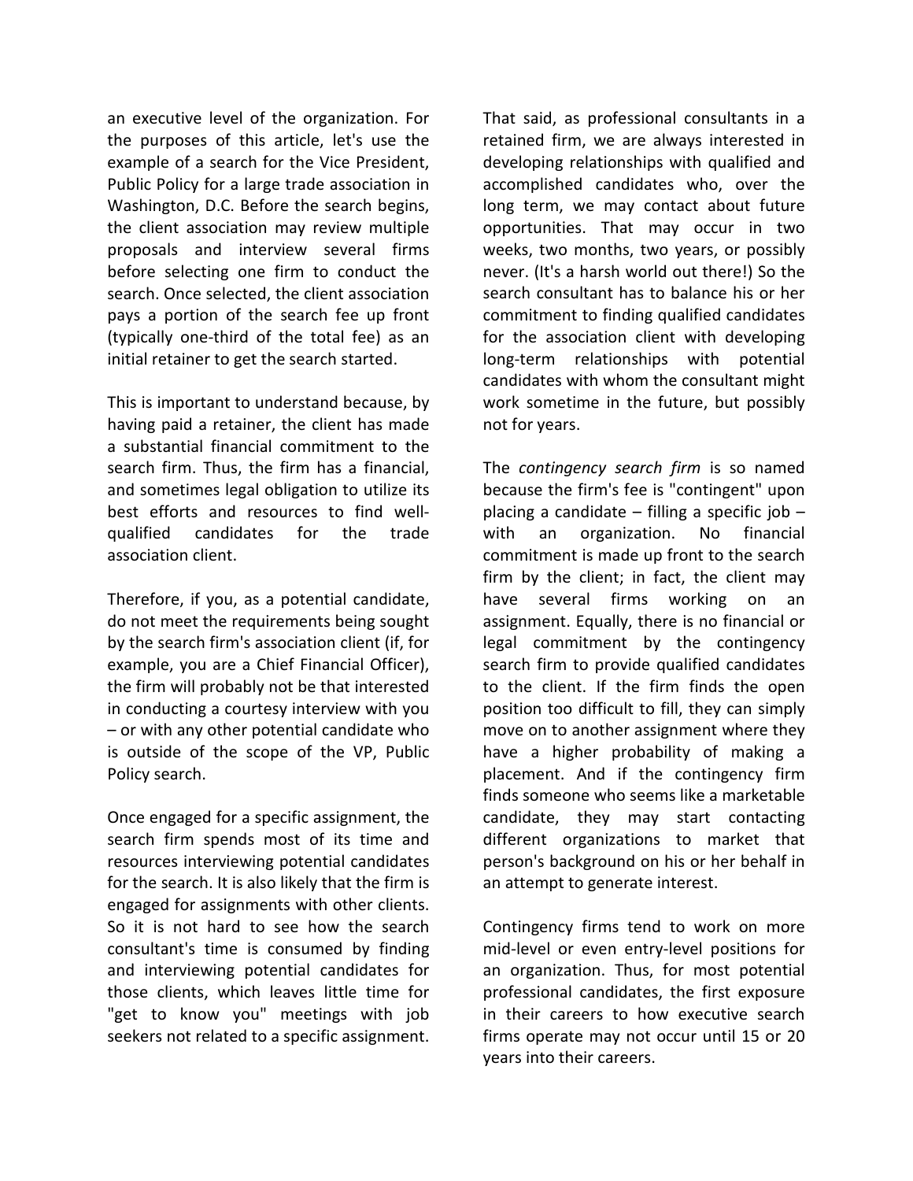an executive level of the organization. For the purposes of this article, let's use the example of a search for the Vice President, Public Policy for a large trade association in Washington, D.C. Before the search begins, the client association may review multiple proposals and interview several firms before selecting one firm to conduct the search. Once selected, the client association pays a portion of the search fee up front (typically one-third of the total fee) as an initial retainer to get the search started.

This is important to understand because, by having paid a retainer, the client has made a substantial financial commitment to the search firm. Thus, the firm has a financial, and sometimes legal obligation to utilize its best efforts and resources to find well-qualified candidates for the trade association client.

Therefore, if you, as a potential candidate, do not meet the requirements being sought by the search firm's association client (if, for example, you are a Chief Financial Officer), the firm will probably not be that interested in conducting a courtesy interview with you – or with any other potential candidate who is outside of the scope of the VP, Public Policy search.

Once engaged for a specific assignment, the search firm spends most of its time and resources interviewing potential candidates for the search. It is also likely that the firm is engaged for assignments with other clients. So it is not hard to see how the search consultant's time is consumed by finding and interviewing potential candidates for those clients, which leaves little time for "get to know you" meetings with job seekers not related to a specific assignment.

That said, as professional consultants in a retained firm, we are always interested in developing relationships with qualified and accomplished candidates who, over the long term, we may contact about future opportunities. That may occur in two weeks, two months, two years, or possibly never. (It's a harsh world out there!) So the search consultant has to balance his or her commitment to finding qualified candidates for the association client with developing long-term relationships with potential candidates with whom the consultant might work sometime in the future, but possibly not for years.

The *contingency search firm* is so named because the firm's fee is "contingent" upon placing a candidate – filling a specific job – with an organization. No financial commitment is made up front to the search firm by the client; in fact, the client may have several firms working on an assignment. Equally, there is no financial or legal commitment by the contingency search firm to provide qualified candidates to the client. If the firm finds the open position too difficult to fill, they can simply move on to another assignment where they have a higher probability of making a placement. And if the contingency firm finds someone who seems like a marketable candidate, they may start contacting different organizations to market that person's background on his or her behalf in an attempt to generate interest.

Contingency firms tend to work on more mid-level or even entry-level positions for an organization. Thus, for most potential professional candidates, the first exposure in their careers to how executive search firms operate may not occur until 15 or 20 years into their careers.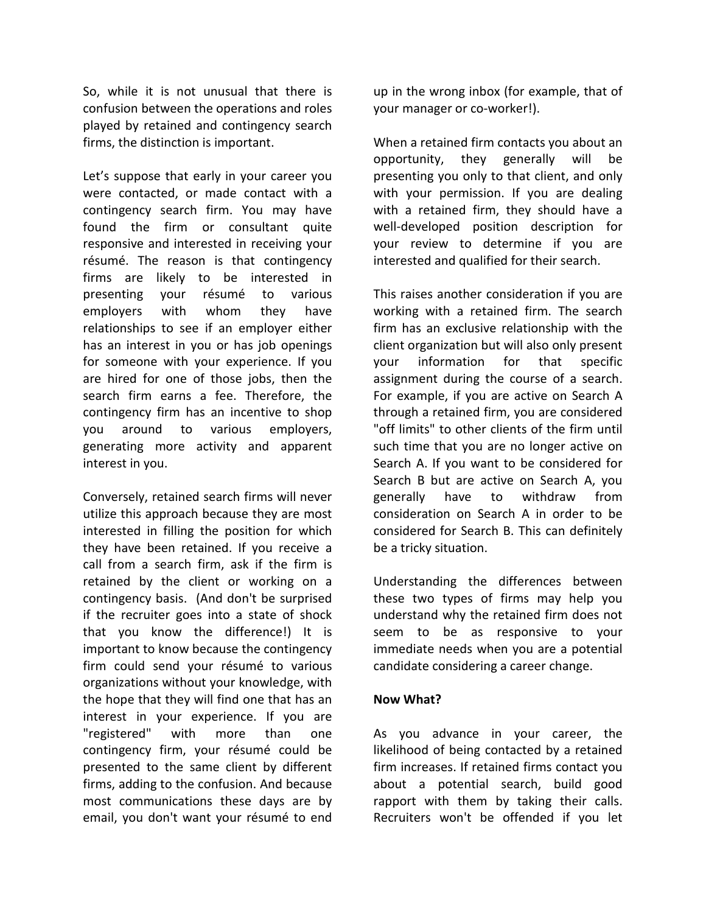So, while it is not unusual that there is confusion between the operations and roles played by retained and contingency search firms, the distinction is important.

Let's suppose that early in your career you were contacted, or made contact with a contingency search firm. You may have found the firm or consultant quite responsive and interested in receiving your résumé. The reason is that contingency firms are likely to be interested in presenting your résumé to various employers with whom they have relationships to see if an employer either has an interest in you or has job openings for someone with your experience. If you are hired for one of those jobs, then the search firm earns a fee. Therefore, the contingency firm has an incentive to shop you around to various employers, generating more activity and apparent interest in you.

Conversely, retained search firms will never utilize this approach because they are most interested in filling the position for which they have been retained. If you receive a call from a search firm, ask if the firm is retained by the client or working on a contingency basis. (And don't be surprised if the recruiter goes into a state of shock that you know the difference!) It is important to know because the contingency firm could send your résumé to various organizations without your knowledge, with the hope that they will find one that has an interest in your experience. If you are "registered" with more than one contingency firm, your résumé could be presented to the same client by different firms, adding to the confusion. And because most communications these days are by email, you don't want your résumé to end up in the wrong inbox (for example, that of your manager or co-worker!).

When a retained firm contacts you about an opportunity, they generally will be presenting you only to that client, and only with your permission. If you are dealing with a retained firm, they should have a well-developed position description for your review to determine if you are interested and qualified for their search.

This raises another consideration if you are working with a retained firm. The search firm has an exclusive relationship with the client organization but will also only present your information for that specific assignment during the course of a search. For example, if you are active on Search A through a retained firm, you are considered "off limits" to other clients of the firm until such time that you are no longer active on Search A. If you want to be considered for Search B but are active on Search A, you generally have to withdraw from consideration on Search A in order to be considered for Search B. This can definitely be a tricky situation.

Understanding the differences between these two types of firms may help you understand why the retained firm does not seem to be as responsive to your immediate needs when you are a potential candidate considering a career change.

**Now What?**

As you advance in your career, the likelihood of being contacted by a retained firm increases. If retained firms contact you about a potential search, build good rapport with them by taking their calls. Recruiters won't be offended if you let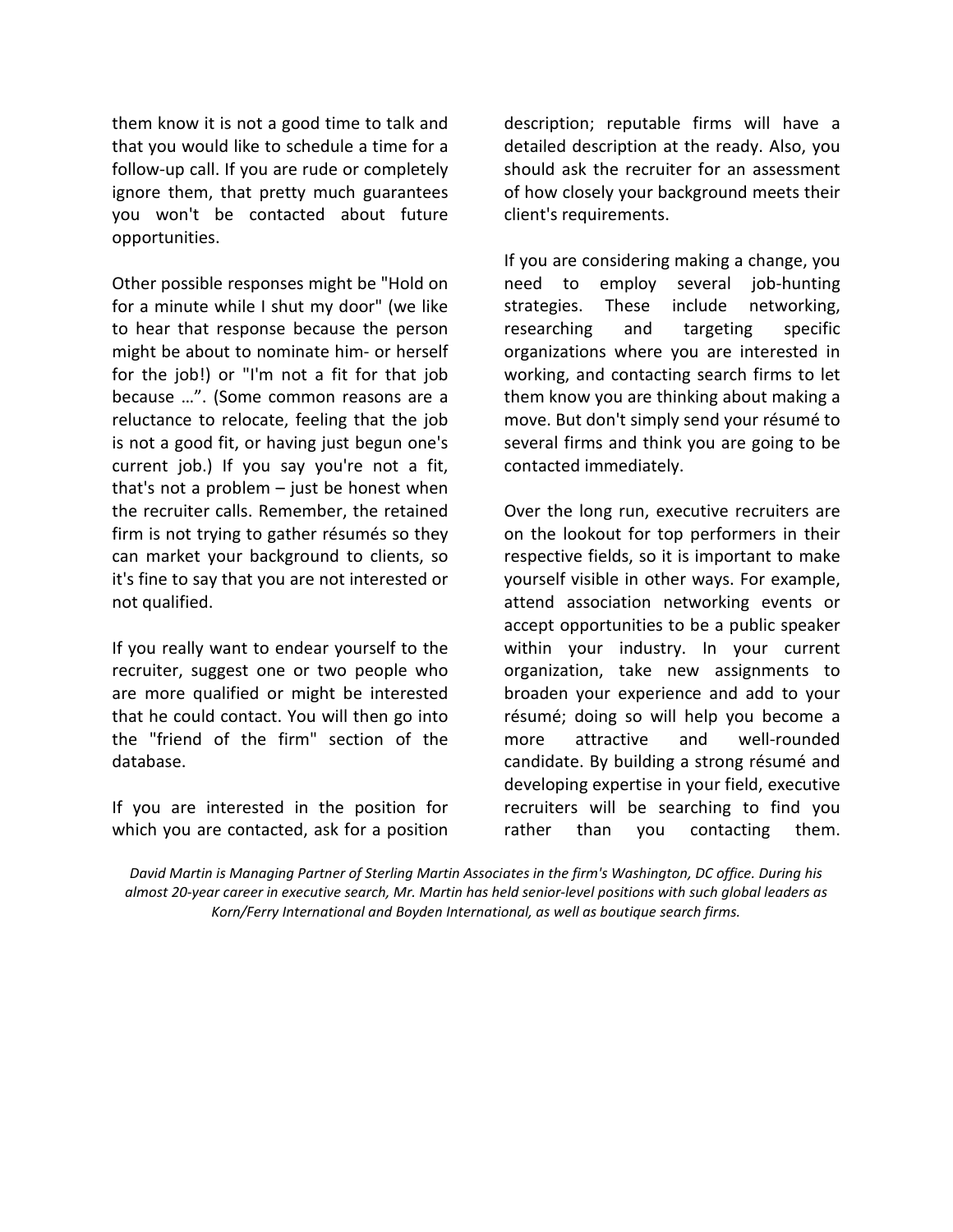them know it is not a good time to talk and that you would like to schedule a time for a follow-up call. If you are rude or completely ignore them, that pretty much guarantees you won't be contacted about future opportunities.

Other possible responses might be "Hold on for a minute while I shut my door" (we like to hear that response because the person might be about to nominate him- or herself for the job!) or "I'm not a fit for that job because …". (Some common reasons are a reluctance to relocate, feeling that the job is not a good fit, or having just begun one's current job.) If you say you're not a fit, that's not a problem – just be honest when the recruiter calls. Remember, the retained firm is not trying to gather résumés so they can market your background to clients, so it's fine to say that you are not interested or not qualified.

If you really want to endear yourself to the recruiter, suggest one or two people who are more qualified or might be interested that he could contact. You will then go into the "friend of the firm" section of the database.

If you are interested in the position for which you are contacted, ask for a position description; reputable firms will have a detailed description at the ready. Also, you should ask the recruiter for an assessment of how closely your background meets their client's requirements.

If you are considering making a change, you need to employ several job-hunting strategies. These include networking, researching and targeting specific organizations where you are interested in working, and contacting search firms to let them know you are thinking about making a move. But don't simply send your résumé to several firms and think you are going to be contacted immediately.

Over the long run, executive recruiters are on the lookout for top performers in their respective fields, so it is important to make yourself visible in other ways. For example, attend association networking events or accept opportunities to be a public speaker within your industry. In your current organization, take new assignments to broaden your experience and add to your résumé; doing so will help you become a more attractive and well-rounded candidate. By building a strong résumé and developing expertise in your field, executive recruiters will be searching to find you rather than you contacting them.

*David Martin is Managing Partner of Sterling Martin Associates in the firm's Washington, DC office. During his almost 20-year career in executive search, Mr. Martin has held senior-level positions with such global leaders as Korn/Ferry International and Boyden International, as well as boutique search firms.*